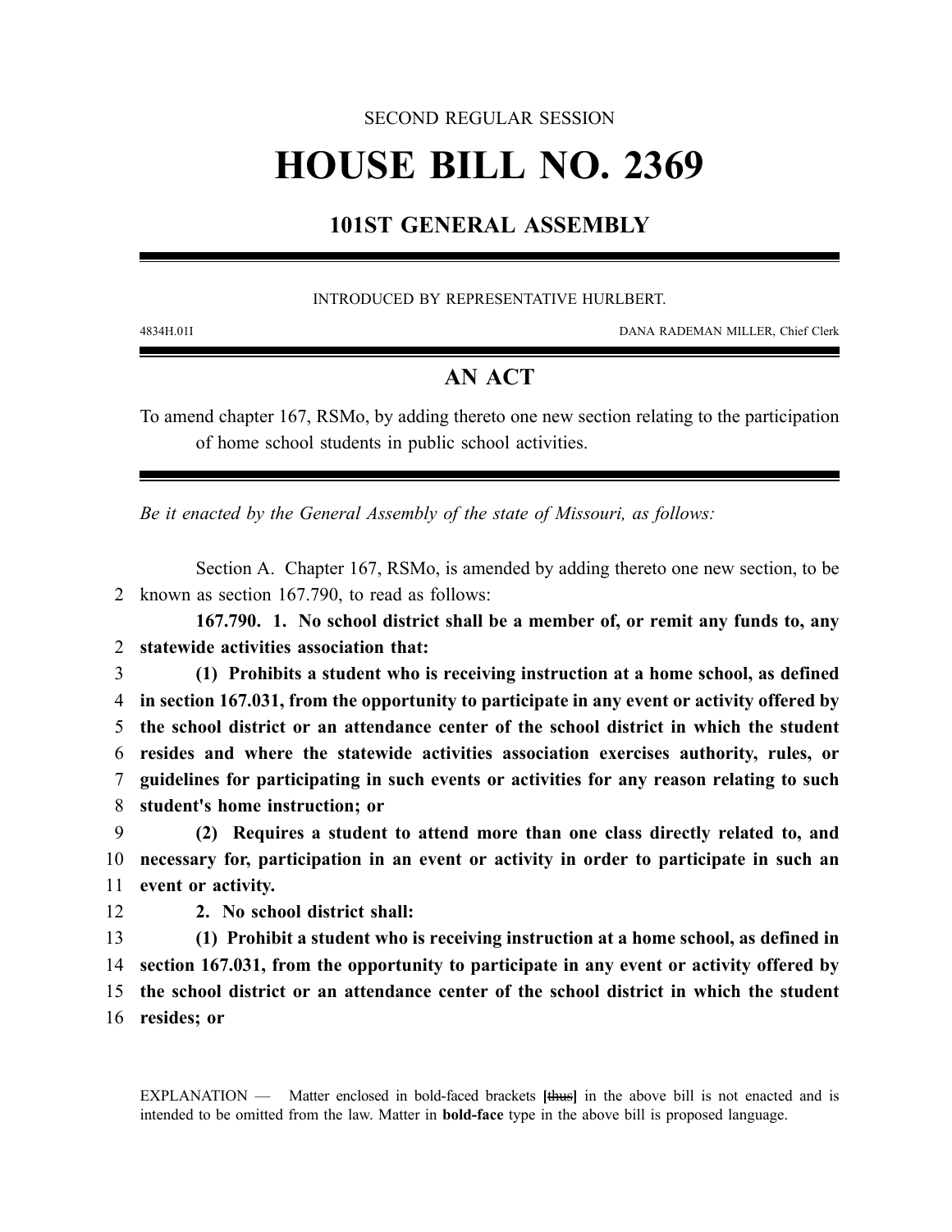SECOND REGULAR SESSION

# HOUSE BILL NO. 2369

## 101ST GENERAL ASSEMBLY

INTRODUCED BY REPRESENTATIVE HURLBERT.

4834H.01I DANA RADEMAN MILLER, Chief Clerk

## AN ACT

To amend chapter 167, RSMo, by adding thereto one new section relating to the participation of home school students in public school activities.

*Be it enacted by the General Assembly of the state of Missouri, as follows:*

Section A. Chapter 167, RSMo, is amended by adding thereto one new section, to be known as section 167.790, to read as follows:

**167.790. 1. No school district shall be a member of, or remit any funds to, any statewide activities association that:**

**(1) Prohibits a student who is receiving instruction at a home school, as defined in section 167.031, from the opportunity to participate in any event or activity offered by the school district or an attendance center of the school district in which the student resides and where the statewide activities association exercises authority, rules, or guidelines for participating in such events or activities for any reason relating to such student's home instruction; or**

**(2) Requires a student to attend more than one class directly related to, and necessary for, participation in an event or activity in order to participate in such an event or activity.**

**2. No school district shall:**

**(1) Prohibit a student who is receiving instruction at a home school, as defined in section 167.031, from the opportunity to participate in any event or activity offered by the school district or an attendance center of the school district in which the student resides; or**

EXPLANATION — Matter enclosed in bold-faced brackets **[**~~thus~~**]** in the above bill is not enacted and is intended to be omitted from the law. Matter in **bold-face** type in the above bill is proposed language.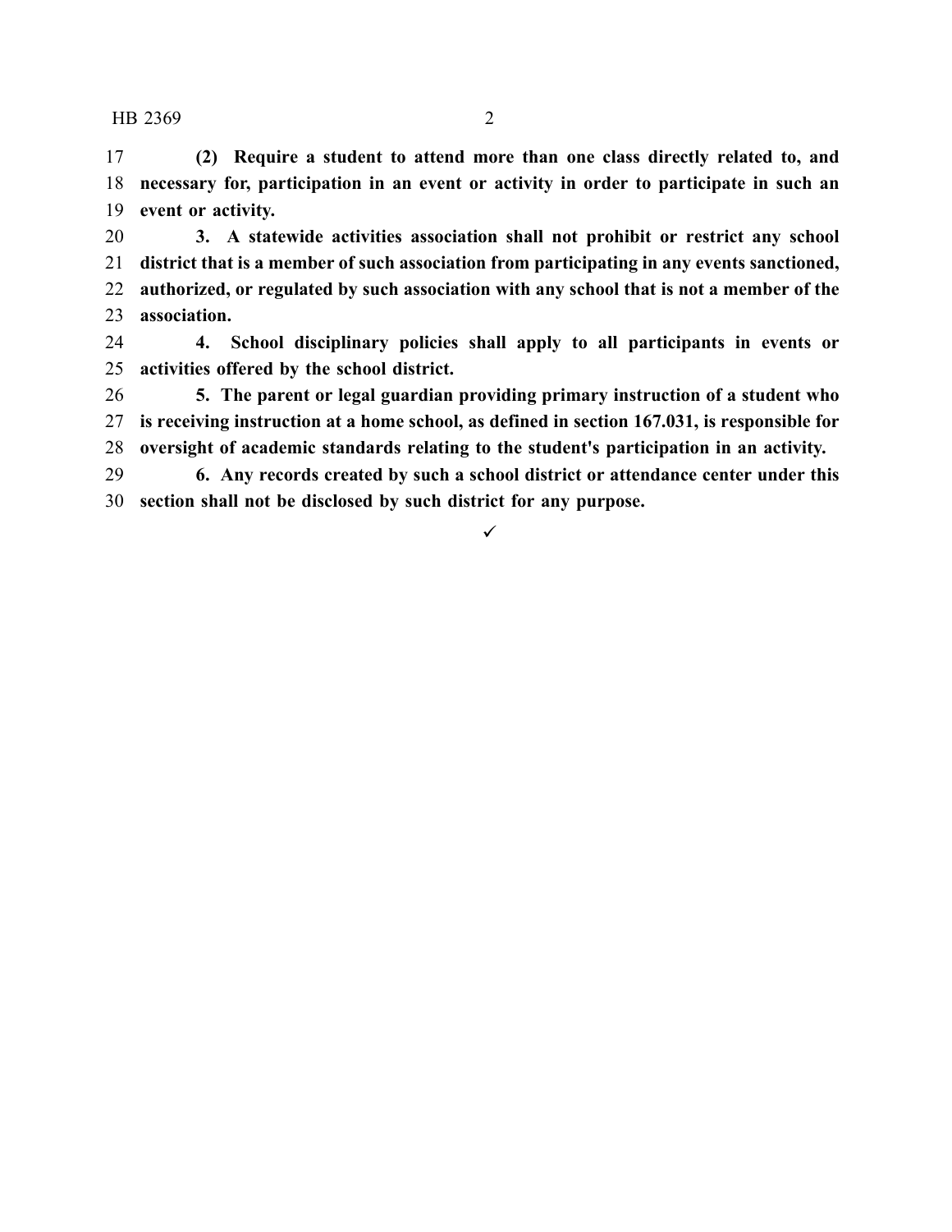**(2) Require a student to attend more than one class directly related to, and necessary for, participation in an event or activity in order to participate in such an event or activity.**

**3. A statewide activities association shall not prohibit or restrict any school district that is a member of such association from participating in any events sanctioned, authorized, or regulated by such association with any school that is not a member of the association.**

**4. School disciplinary policies shall apply to all participants in events or activities offered by the school district.**

**5. The parent or legal guardian providing primary instruction of a student who is receiving instruction at a home school, as defined in section 167.031, is responsible for oversight of academic standards relating to the student's participation in an activity.**

**6. Any records created by such a school district or attendance center under this section shall not be disclosed by such district for any purpose.**

✓